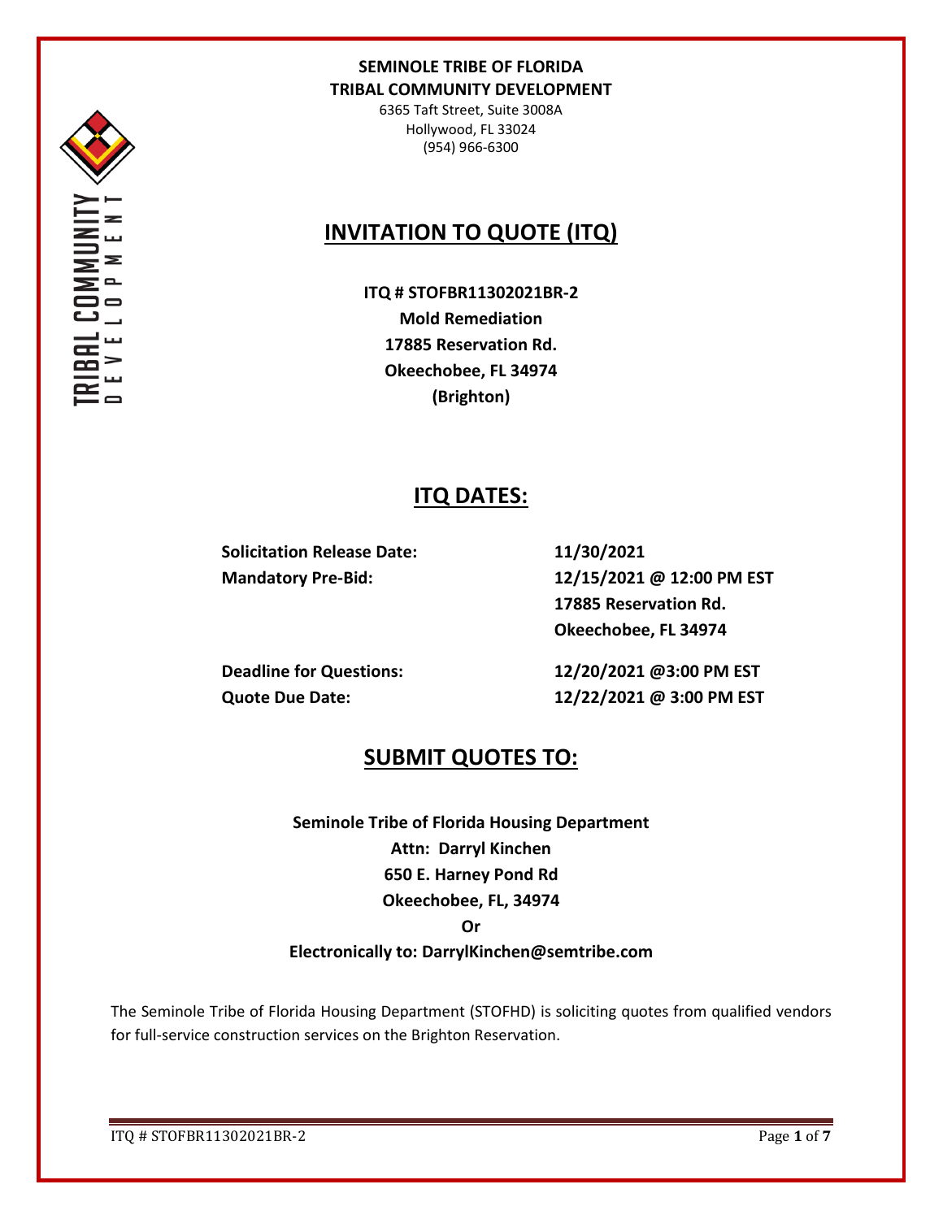**SEMINOLE TRIBE OF FLORIDA**
**TRIBAL COMMUNITY DEVELOPMENT**
6365 Taft Street, Suite 3008A
Hollywood, FL 33024
(954) 966-6300

# INVITATION TO QUOTE (ITQ)

**ITQ # STOFBR11302021BR-2**
**Mold Remediation**
**17885 Reservation Rd.**
**Okeechobee, FL 34974**
**(Brighton)**

## ITQ DATES:

| | |
|---|---|
| **Solicitation Release Date:** | **11/30/2021** |
| **Mandatory Pre-Bid:** | **12/15/2021 @ 12:00 PM EST**<br>**17885 Reservation Rd.**<br>**Okeechobee, FL 34974** |
| **Deadline for Questions:** | **12/20/2021 @3:00 PM EST** |
| **Quote Due Date:** | **12/22/2021 @ 3:00 PM EST** |

## SUBMIT QUOTES TO:

**Seminole Tribe of Florida Housing Department**
**Attn: Darryl Kinchen**
**650 E. Harney Pond Rd**
**Okeechobee, FL, 34974**
**Or**
**Electronically to: DarrylKinchen@semtribe.com**

The Seminole Tribe of Florida Housing Department (STOFHD) is soliciting quotes from qualified vendors for full-service construction services on the Brighton Reservation.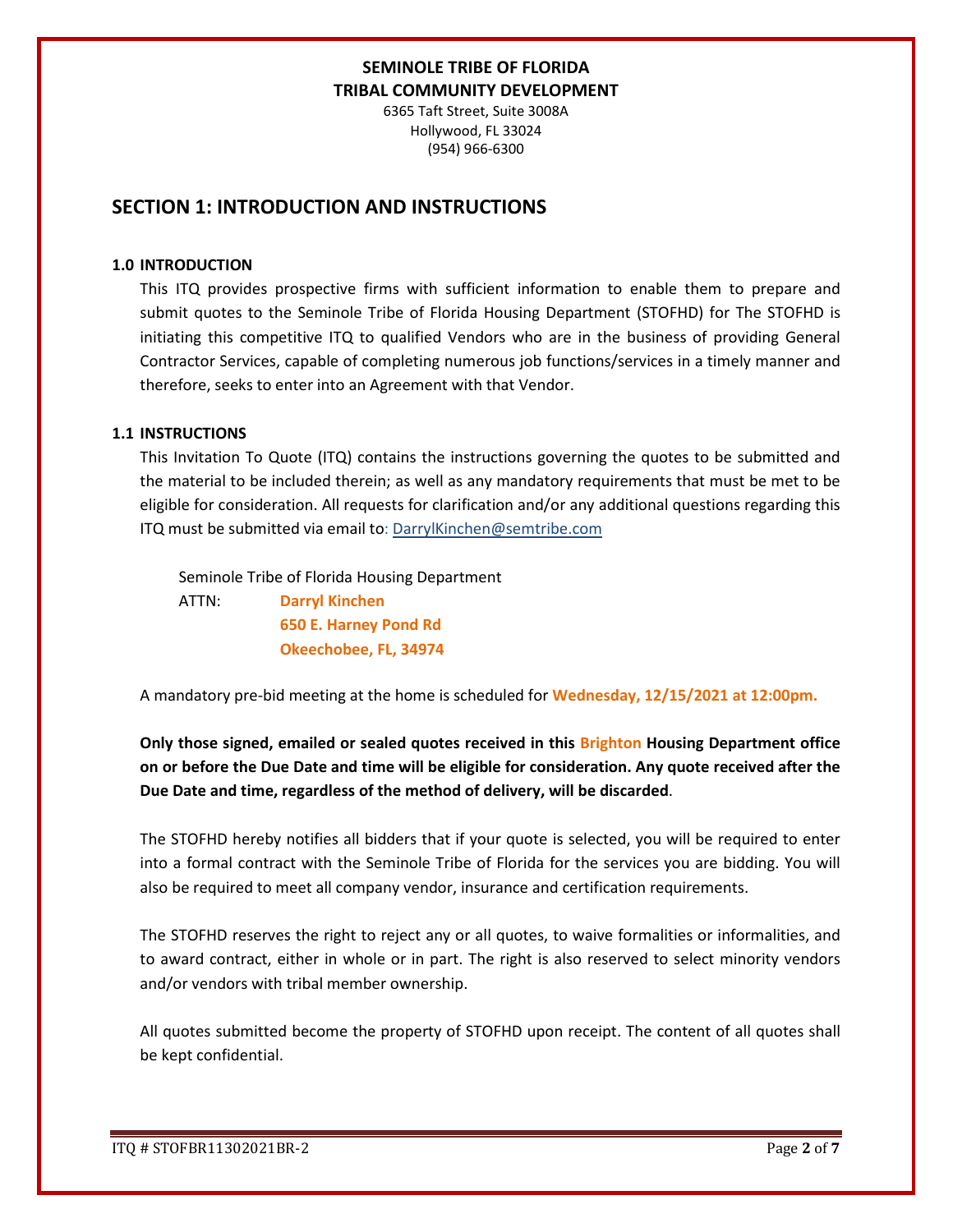**SEMINOLE TRIBE OF FLORIDA**
**TRIBAL COMMUNITY DEVELOPMENT**
6365 Taft Street, Suite 3008A
Hollywood, FL 33024
(954) 966-6300

## SECTION 1: INTRODUCTION AND INSTRUCTIONS

### 1.0 INTRODUCTION

This ITQ provides prospective firms with sufficient information to enable them to prepare and submit quotes to the Seminole Tribe of Florida Housing Department (STOFHD) for The STOFHD is initiating this competitive ITQ to qualified Vendors who are in the business of providing General Contractor Services, capable of completing numerous job functions/services in a timely manner and therefore, seeks to enter into an Agreement with that Vendor.

### 1.1 INSTRUCTIONS

This Invitation To Quote (ITQ) contains the instructions governing the quotes to be submitted and the material to be included therein; as well as any mandatory requirements that must be met to be eligible for consideration. All requests for clarification and/or any additional questions regarding this ITQ must be submitted via email to: DarrylKinchen@semtribe.com

Seminole Tribe of Florida Housing Department
ATTN: **Darryl Kinchen**
**650 E. Harney Pond Rd**
**Okeechobee, FL, 34974**

A mandatory pre-bid meeting at the home is scheduled for **Wednesday, 12/15/2021 at 12:00pm.**

**Only those signed, emailed or sealed quotes received in this Brighton Housing Department office on or before the Due Date and time will be eligible for consideration. Any quote received after the Due Date and time, regardless of the method of delivery, will be discarded**.

The STOFHD hereby notifies all bidders that if your quote is selected, you will be required to enter into a formal contract with the Seminole Tribe of Florida for the services you are bidding. You will also be required to meet all company vendor, insurance and certification requirements.

The STOFHD reserves the right to reject any or all quotes, to waive formalities or informalities, and to award contract, either in whole or in part. The right is also reserved to select minority vendors and/or vendors with tribal member ownership.

All quotes submitted become the property of STOFHD upon receipt. The content of all quotes shall be kept confidential.

ITQ # STOFBR11302021BR-2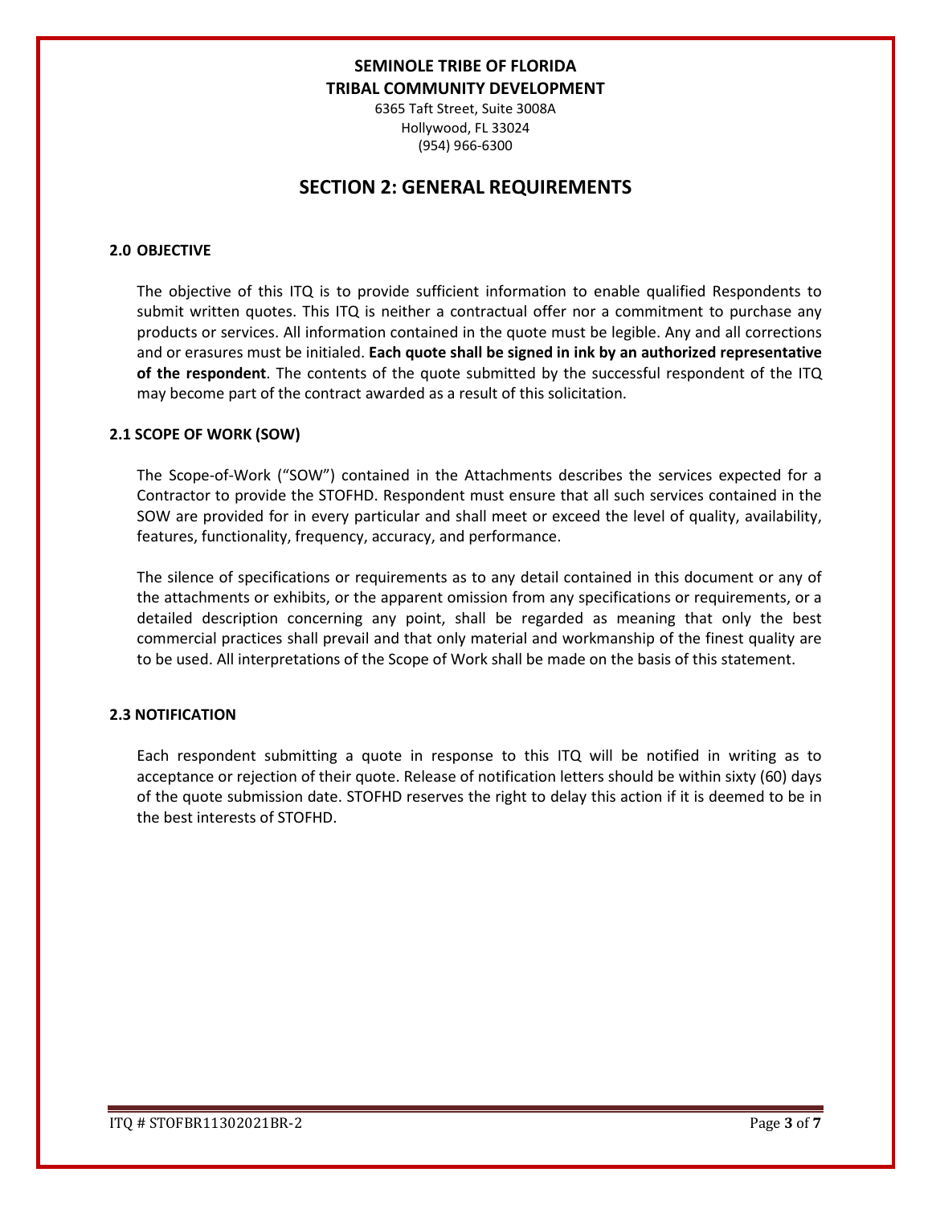**SEMINOLE TRIBE OF FLORIDA**
**TRIBAL COMMUNITY DEVELOPMENT**

6365 Taft Street, Suite 3008A
Hollywood, FL 33024
(954) 966-6300

# SECTION 2: GENERAL REQUIREMENTS

### 2.0 OBJECTIVE

The objective of this ITQ is to provide sufficient information to enable qualified Respondents to submit written quotes. This ITQ is neither a contractual offer nor a commitment to purchase any products or services. All information contained in the quote must be legible. Any and all corrections and or erasures must be initialed. **Each quote shall be signed in ink by an authorized representative of the respondent**. The contents of the quote submitted by the successful respondent of the ITQ may become part of the contract awarded as a result of this solicitation.

### 2.1 SCOPE OF WORK (SOW)

The Scope-of-Work ("SOW") contained in the Attachments describes the services expected for a Contractor to provide the STOFHD. Respondent must ensure that all such services contained in the SOW are provided for in every particular and shall meet or exceed the level of quality, availability, features, functionality, frequency, accuracy, and performance.

The silence of specifications or requirements as to any detail contained in this document or any of the attachments or exhibits, or the apparent omission from any specifications or requirements, or a detailed description concerning any point, shall be regarded as meaning that only the best commercial practices shall prevail and that only material and workmanship of the finest quality are to be used. All interpretations of the Scope of Work shall be made on the basis of this statement.

### 2.3 NOTIFICATION

Each respondent submitting a quote in response to this ITQ will be notified in writing as to acceptance or rejection of their quote. Release of notification letters should be within sixty (60) days of the quote submission date. STOFHD reserves the right to delay this action if it is deemed to be in the best interests of STOFHD.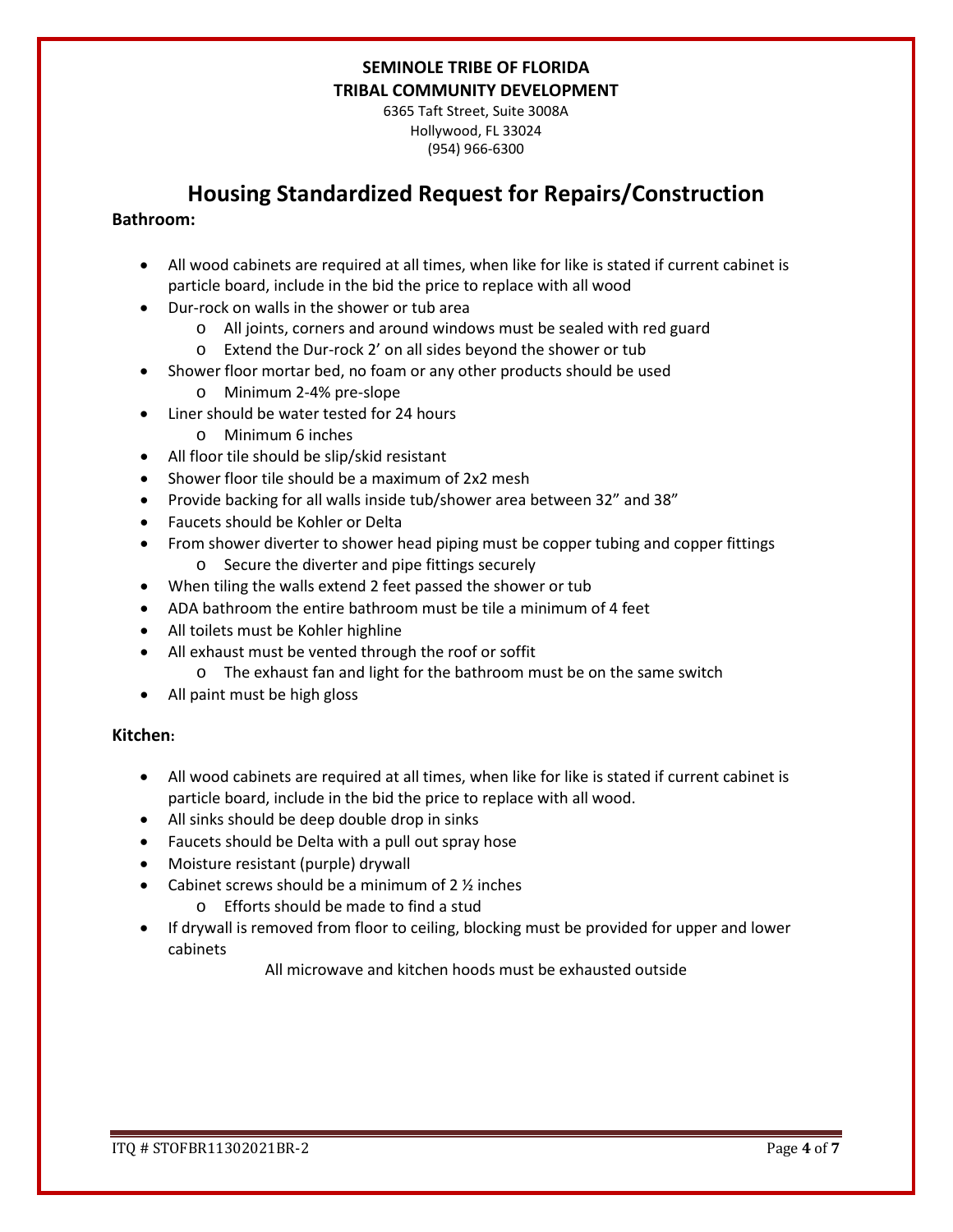**SEMINOLE TRIBE OF FLORIDA**
**TRIBAL COMMUNITY DEVELOPMENT**

6365 Taft Street, Suite 3008A
Hollywood, FL 33024
(954) 966-6300

# Housing Standardized Request for Repairs/Construction

**Bathroom:**

- All wood cabinets are required at all times, when like for like is stated if current cabinet is particle board, include in the bid the price to replace with all wood
- Dur-rock on walls in the shower or tub area
  - All joints, corners and around windows must be sealed with red guard
  - Extend the Dur-rock 2' on all sides beyond the shower or tub
- Shower floor mortar bed, no foam or any other products should be used
  - Minimum 2-4% pre-slope
- Liner should be water tested for 24 hours
  - Minimum 6 inches
- All floor tile should be slip/skid resistant
- Shower floor tile should be a maximum of 2x2 mesh
- Provide backing for all walls inside tub/shower area between 32" and 38"
- Faucets should be Kohler or Delta
- From shower diverter to shower head piping must be copper tubing and copper fittings
  - Secure the diverter and pipe fittings securely
- When tiling the walls extend 2 feet passed the shower or tub
- ADA bathroom the entire bathroom must be tile a minimum of 4 feet
- All toilets must be Kohler highline
- All exhaust must be vented through the roof or soffit
  - The exhaust fan and light for the bathroom must be on the same switch
- All paint must be high gloss

**Kitchen:**

- All wood cabinets are required at all times, when like for like is stated if current cabinet is particle board, include in the bid the price to replace with all wood.
- All sinks should be deep double drop in sinks
- Faucets should be Delta with a pull out spray hose
- Moisture resistant (purple) drywall
- Cabinet screws should be a minimum of 2 ½ inches
  - Efforts should be made to find a stud
- If drywall is removed from floor to ceiling, blocking must be provided for upper and lower cabinets

All microwave and kitchen hoods must be exhausted outside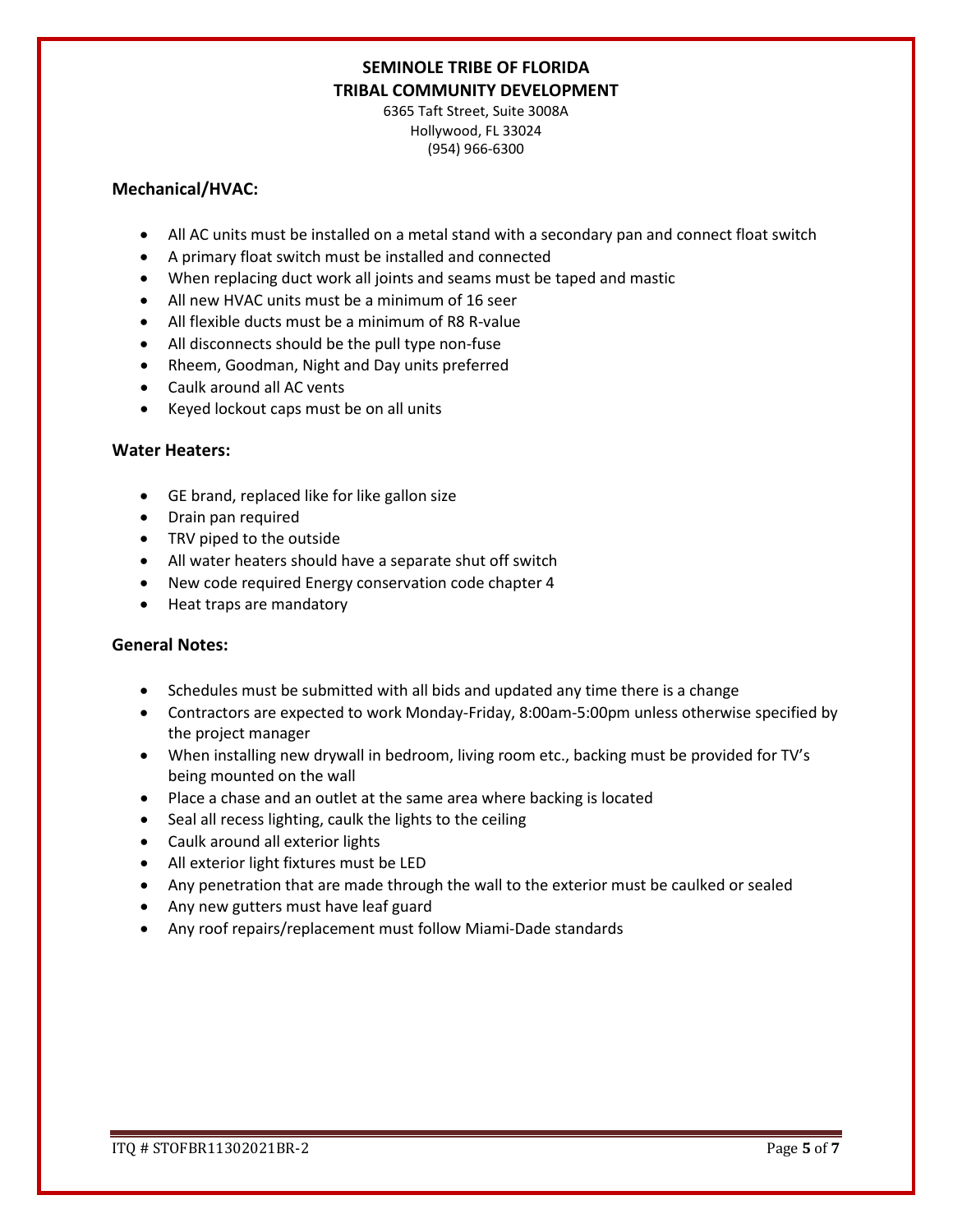**SEMINOLE TRIBE OF FLORIDA**
**TRIBAL COMMUNITY DEVELOPMENT**
6365 Taft Street, Suite 3008A
Hollywood, FL 33024
(954) 966-6300

### Mechanical/HVAC:

- All AC units must be installed on a metal stand with a secondary pan and connect float switch
- A primary float switch must be installed and connected
- When replacing duct work all joints and seams must be taped and mastic
- All new HVAC units must be a minimum of 16 seer
- All flexible ducts must be a minimum of R8 R-value
- All disconnects should be the pull type non-fuse
- Rheem, Goodman, Night and Day units preferred
- Caulk around all AC vents
- Keyed lockout caps must be on all units

### Water Heaters:

- GE brand, replaced like for like gallon size
- Drain pan required
- TRV piped to the outside
- All water heaters should have a separate shut off switch
- New code required Energy conservation code chapter 4
- Heat traps are mandatory

### General Notes:

- Schedules must be submitted with all bids and updated any time there is a change
- Contractors are expected to work Monday-Friday, 8:00am-5:00pm unless otherwise specified by the project manager
- When installing new drywall in bedroom, living room etc., backing must be provided for TV's being mounted on the wall
- Place a chase and an outlet at the same area where backing is located
- Seal all recess lighting, caulk the lights to the ceiling
- Caulk around all exterior lights
- All exterior light fixtures must be LED
- Any penetration that are made through the wall to the exterior must be caulked or sealed
- Any new gutters must have leaf guard
- Any roof repairs/replacement must follow Miami-Dade standards

ITQ # STOFBR11302021BR-2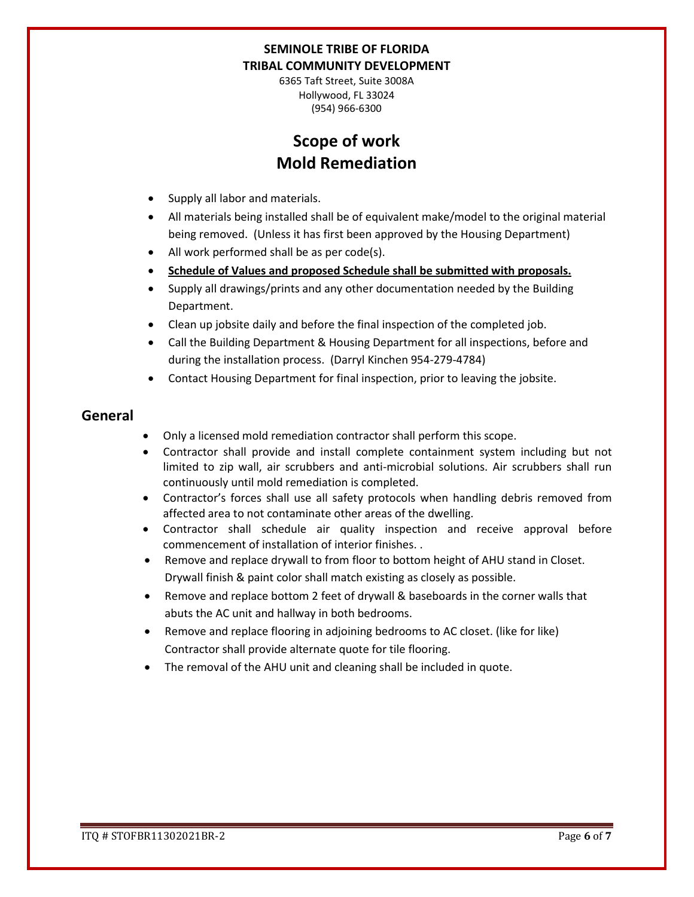**SEMINOLE TRIBE OF FLORIDA**
**TRIBAL COMMUNITY DEVELOPMENT**

6365 Taft Street, Suite 3008A
Hollywood, FL 33024
(954) 966-6300

# Scope of work
# Mold Remediation

- Supply all labor and materials.
- All materials being installed shall be of equivalent make/model to the original material being removed. (Unless it has first been approved by the Housing Department)
- All work performed shall be as per code(s).
- **Schedule of Values and proposed Schedule shall be submitted with proposals.**
- Supply all drawings/prints and any other documentation needed by the Building Department.
- Clean up jobsite daily and before the final inspection of the completed job.
- Call the Building Department & Housing Department for all inspections, before and during the installation process. (Darryl Kinchen 954-279-4784)
- Contact Housing Department for final inspection, prior to leaving the jobsite.

## General

- Only a licensed mold remediation contractor shall perform this scope.
- Contractor shall provide and install complete containment system including but not limited to zip wall, air scrubbers and anti-microbial solutions. Air scrubbers shall run continuously until mold remediation is completed.
- Contractor's forces shall use all safety protocols when handling debris removed from affected area to not contaminate other areas of the dwelling.
- Contractor shall schedule air quality inspection and receive approval before commencement of installation of interior finishes. .
- Remove and replace drywall to from floor to bottom height of AHU stand in Closet. Drywall finish & paint color shall match existing as closely as possible.
- Remove and replace bottom 2 feet of drywall & baseboards in the corner walls that abuts the AC unit and hallway in both bedrooms.
- Remove and replace flooring in adjoining bedrooms to AC closet. (like for like) Contractor shall provide alternate quote for tile flooring.
- The removal of the AHU unit and cleaning shall be included in quote.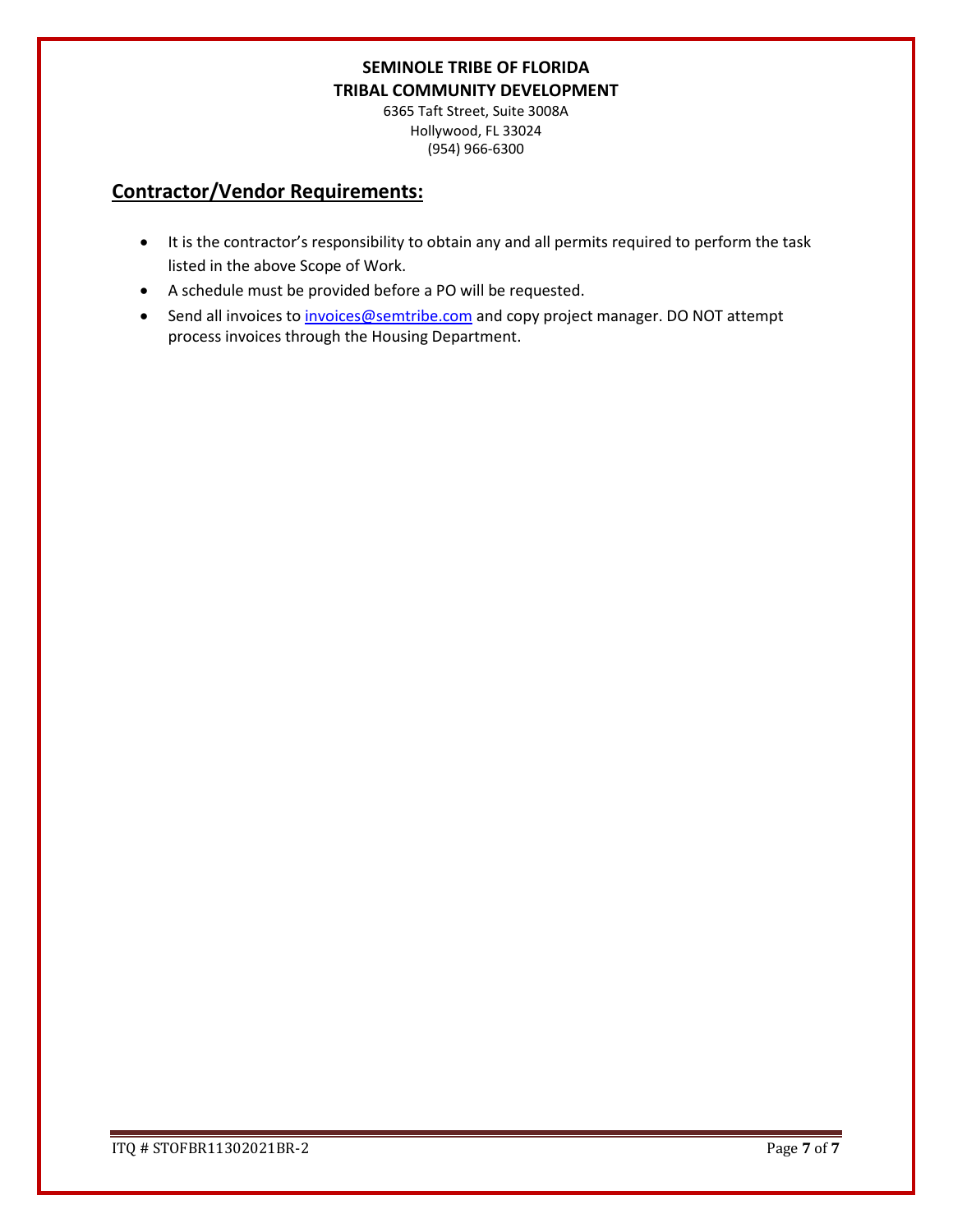**SEMINOLE TRIBE OF FLORIDA**
**TRIBAL COMMUNITY DEVELOPMENT**
6365 Taft Street, Suite 3008A
Hollywood, FL 33024
(954) 966-6300

## Contractor/Vendor Requirements:

- It is the contractor's responsibility to obtain any and all permits required to perform the task listed in the above Scope of Work.
- A schedule must be provided before a PO will be requested.
- Send all invoices to invoices@semtribe.com and copy project manager. DO NOT attempt process invoices through the Housing Department.